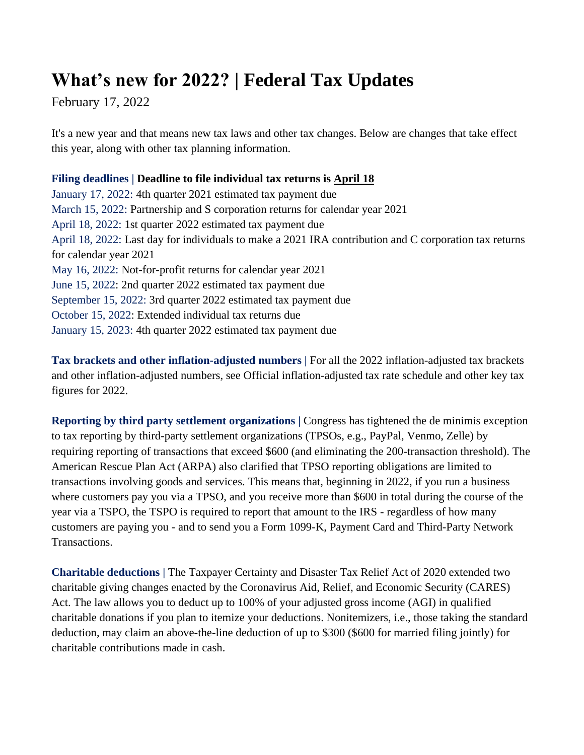# What's new for 2022? | Federal Tax Updates

February 17, 2022

It's a new year and that means new tax laws and other tax changes. Below are changes that take effect this year, along with other tax planning information.

**Filing deadlines | Deadline to file individual tax returns is April 18**

January 17, 2022: 4th quarter 2021 estimated tax payment due
March 15, 2022: Partnership and S corporation returns for calendar year 2021
April 18, 2022: 1st quarter 2022 estimated tax payment due
April 18, 2022: Last day for individuals to make a 2021 IRA contribution and C corporation tax returns for calendar year 2021
May 16, 2022: Not-for-profit returns for calendar year 2021
June 15, 2022: 2nd quarter 2022 estimated tax payment due
September 15, 2022: 3rd quarter 2022 estimated tax payment due
October 15, 2022: Extended individual tax returns due
January 15, 2023: 4th quarter 2022 estimated tax payment due

**Tax brackets and other inflation-adjusted numbers |** For all the 2022 inflation-adjusted tax brackets and other inflation-adjusted numbers, see Official inflation-adjusted tax rate schedule and other key tax figures for 2022.

**Reporting by third party settlement organizations |** Congress has tightened the de minimis exception to tax reporting by third-party settlement organizations (TPSOs, e.g., PayPal, Venmo, Zelle) by requiring reporting of transactions that exceed $600 (and eliminating the 200-transaction threshold). The American Rescue Plan Act (ARPA) also clarified that TPSO reporting obligations are limited to transactions involving goods and services. This means that, beginning in 2022, if you run a business where customers pay you via a TPSO, and you receive more than $600 in total during the course of the year via a TSPO, the TSPO is required to report that amount to the IRS - regardless of how many customers are paying you - and to send you a Form 1099-K, Payment Card and Third-Party Network Transactions.

**Charitable deductions |** The Taxpayer Certainty and Disaster Tax Relief Act of 2020 extended two charitable giving changes enacted by the Coronavirus Aid, Relief, and Economic Security (CARES) Act. The law allows you to deduct up to 100% of your adjusted gross income (AGI) in qualified charitable donations if you plan to itemize your deductions. Nonitemizers, i.e., those taking the standard deduction, may claim an above-the-line deduction of up to $300 ($600 for married filing jointly) for charitable contributions made in cash.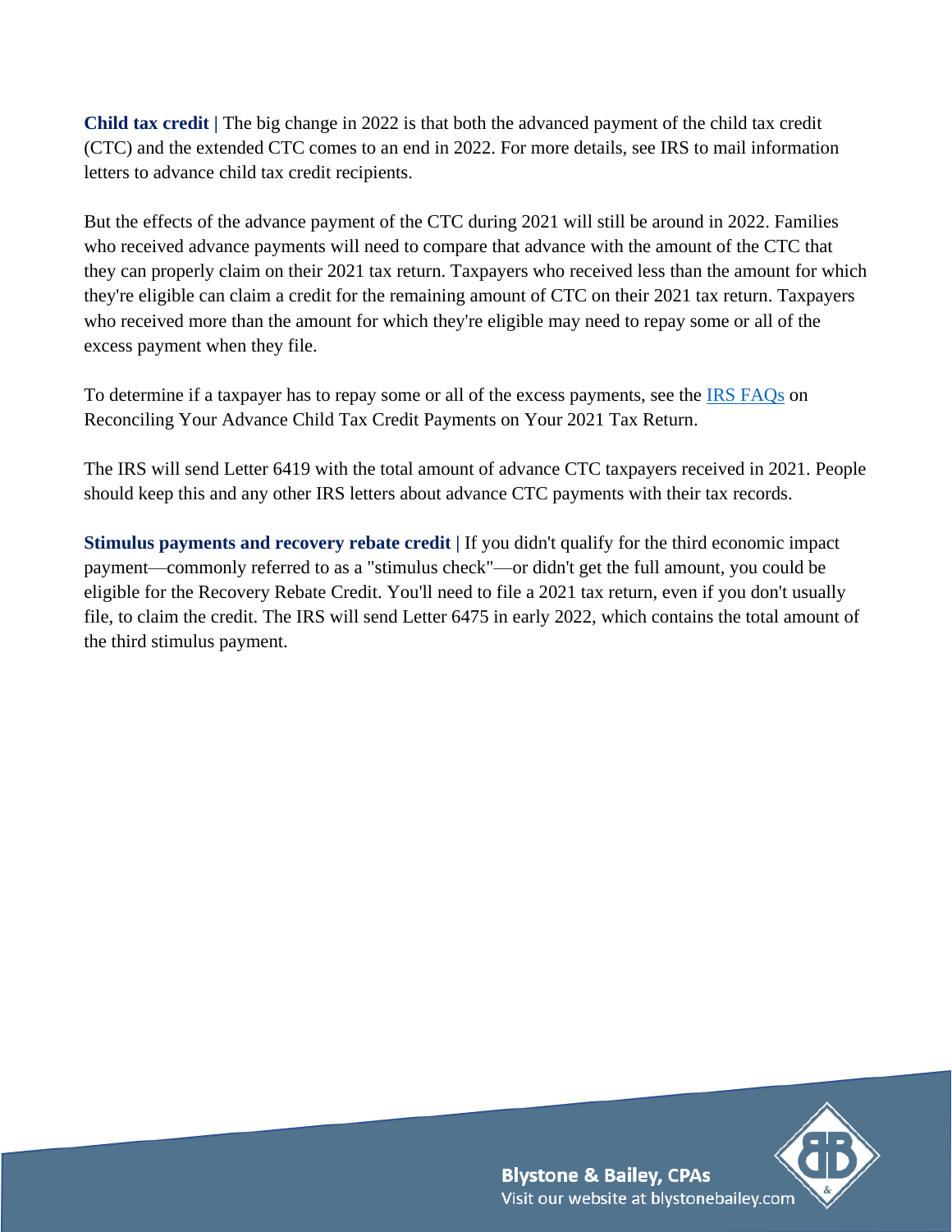**Child tax credit |** The big change in 2022 is that both the advanced payment of the child tax credit (CTC) and the extended CTC comes to an end in 2022. For more details, see IRS to mail information letters to advance child tax credit recipients.

But the effects of the advance payment of the CTC during 2021 will still be around in 2022. Families who received advance payments will need to compare that advance with the amount of the CTC that they can properly claim on their 2021 tax return. Taxpayers who received less than the amount for which they're eligible can claim a credit for the remaining amount of CTC on their 2021 tax return. Taxpayers who received more than the amount for which they're eligible may need to repay some or all of the excess payment when they file.

To determine if a taxpayer has to repay some or all of the excess payments, see the IRS FAQs on Reconciling Your Advance Child Tax Credit Payments on Your 2021 Tax Return.

The IRS will send Letter 6419 with the total amount of advance CTC taxpayers received in 2021. People should keep this and any other IRS letters about advance CTC payments with their tax records.

**Stimulus payments and recovery rebate credit |** If you didn't qualify for the third economic impact payment—commonly referred to as a "stimulus check"—or didn't get the full amount, you could be eligible for the Recovery Rebate Credit. You'll need to file a 2021 tax return, even if you don't usually file, to claim the credit. The IRS will send Letter 6475 in early 2022, which contains the total amount of the third stimulus payment.

Blystone & Bailey, CPAs
Visit our website at blystonebailey.com